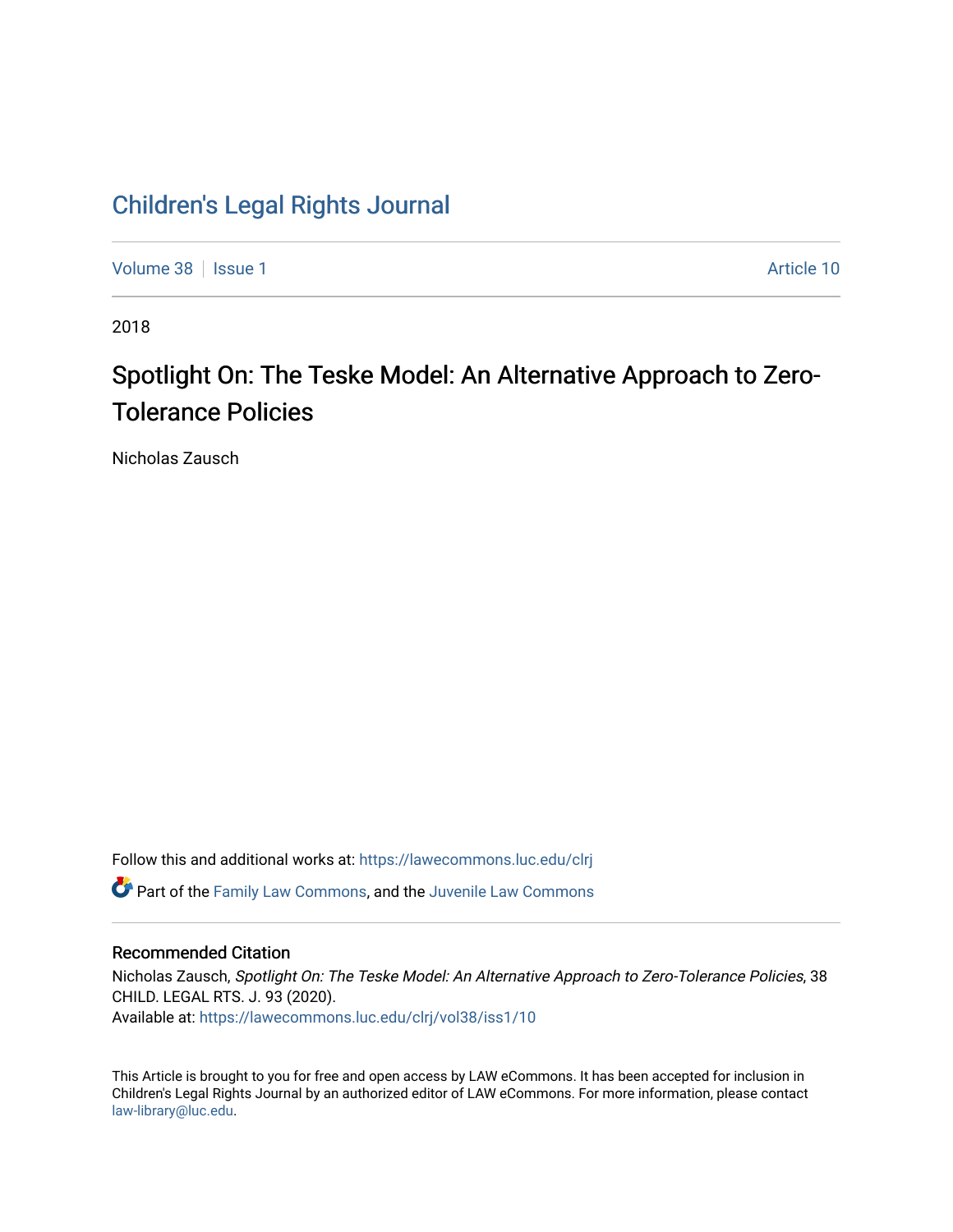# Children's Legal Rights Journal

Volume 38 | Issue 1 | Article 10

2018

## Spotlight On: The Teske Model: An Alternative Approach to Zero-Tolerance Policies

Nicholas Zausch

Follow this and additional works at: https://lawecommons.luc.edu/clrj

Part of the Family Law Commons, and the Juvenile Law Commons

### Recommended Citation

Nicholas Zausch, *Spotlight On: The Teske Model: An Alternative Approach to Zero-Tolerance Policies*, 38 CHILD. LEGAL RTS. J. 93 (2020).
Available at: https://lawecommons.luc.edu/clrj/vol38/iss1/10

This Article is brought to you for free and open access by LAW eCommons. It has been accepted for inclusion in Children's Legal Rights Journal by an authorized editor of LAW eCommons. For more information, please contact law-library@luc.edu.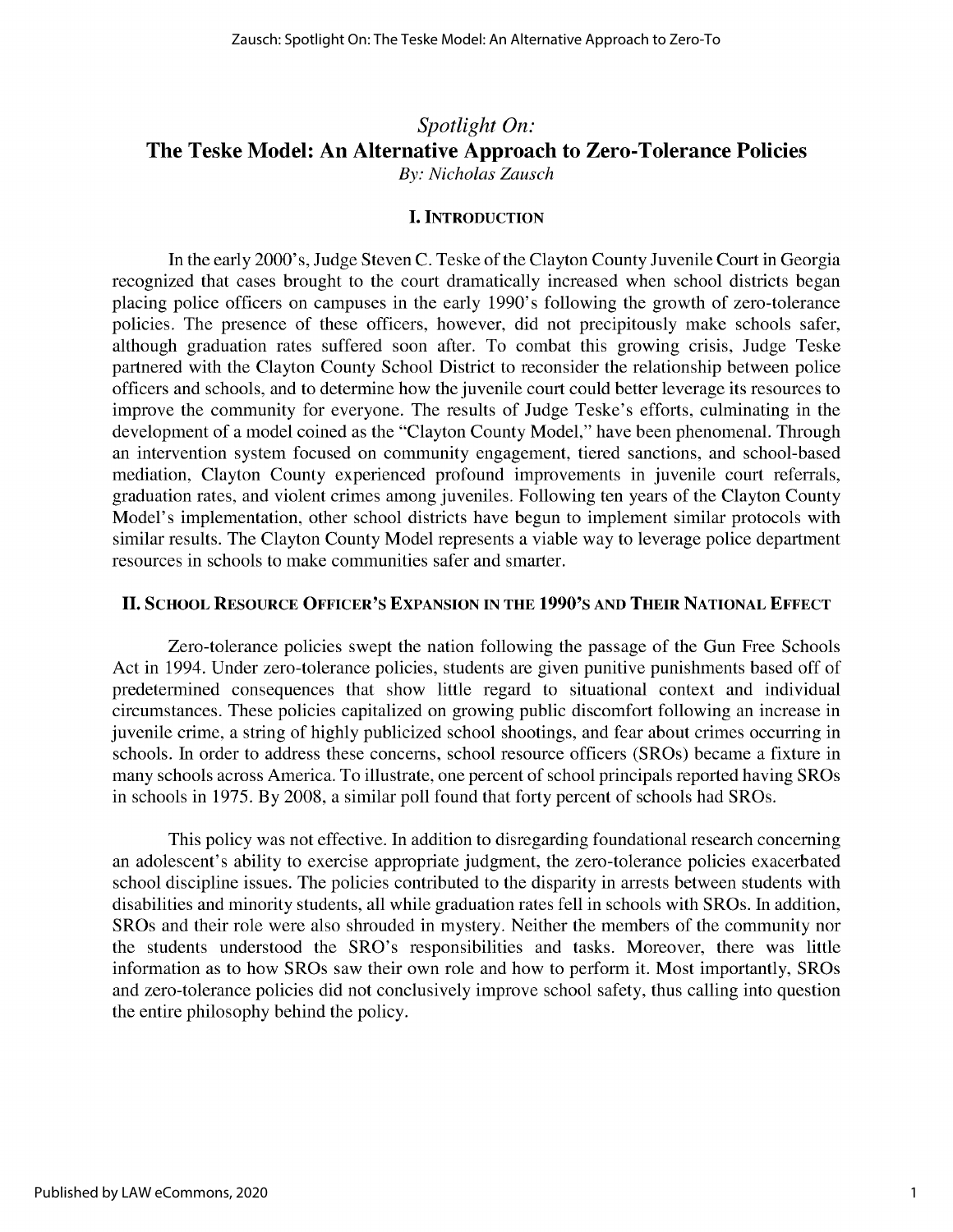*Spotlight On:*

# The Teske Model: An Alternative Approach to Zero-Tolerance Policies

*By: Nicholas Zausch*

## I. Introduction

In the early 2000's, Judge Steven C. Teske of the Clayton County Juvenile Court in Georgia recognized that cases brought to the court dramatically increased when school districts began placing police officers on campuses in the early 1990's following the growth of zero-tolerance policies. The presence of these officers, however, did not precipitously make schools safer, although graduation rates suffered soon after. To combat this growing crisis, Judge Teske partnered with the Clayton County School District to reconsider the relationship between police officers and schools, and to determine how the juvenile court could better leverage its resources to improve the community for everyone. The results of Judge Teske's efforts, culminating in the development of a model coined as the "Clayton County Model," have been phenomenal. Through an intervention system focused on community engagement, tiered sanctions, and school-based mediation, Clayton County experienced profound improvements in juvenile court referrals, graduation rates, and violent crimes among juveniles. Following ten years of the Clayton County Model's implementation, other school districts have begun to implement similar protocols with similar results. The Clayton County Model represents a viable way to leverage police department resources in schools to make communities safer and smarter.

## II. School Resource Officer's Expansion in the 1990's and Their National Effect

Zero-tolerance policies swept the nation following the passage of the Gun Free Schools Act in 1994. Under zero-tolerance policies, students are given punitive punishments based off of predetermined consequences that show little regard to situational context and individual circumstances. These policies capitalized on growing public discomfort following an increase in juvenile crime, a string of highly publicized school shootings, and fear about crimes occurring in schools. In order to address these concerns, school resource officers (SROs) became a fixture in many schools across America. To illustrate, one percent of school principals reported having SROs in schools in 1975. By 2008, a similar poll found that forty percent of schools had SROs.

This policy was not effective. In addition to disregarding foundational research concerning an adolescent's ability to exercise appropriate judgment, the zero-tolerance policies exacerbated school discipline issues. The policies contributed to the disparity in arrests between students with disabilities and minority students, all while graduation rates fell in schools with SROs. In addition, SROs and their role were also shrouded in mystery. Neither the members of the community nor the students understood the SRO's responsibilities and tasks. Moreover, there was little information as to how SROs saw their own role and how to perform it. Most importantly, SROs and zero-tolerance policies did not conclusively improve school safety, thus calling into question the entire philosophy behind the policy.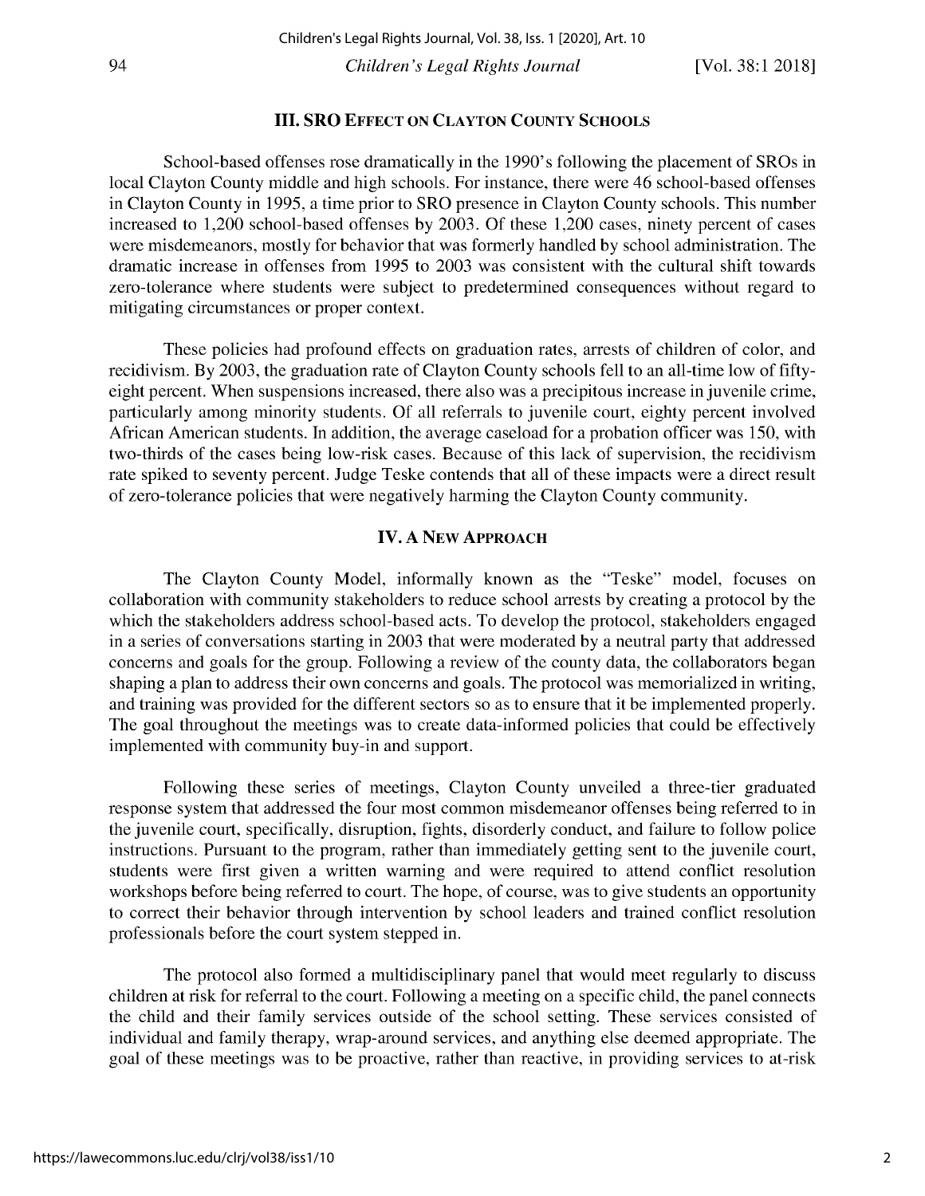## III. SRO EFFECT ON CLAYTON COUNTY SCHOOLS

School-based offenses rose dramatically in the 1990's following the placement of SROs in local Clayton County middle and high schools. For instance, there were 46 school-based offenses in Clayton County in 1995, a time prior to SRO presence in Clayton County schools. This number increased to 1,200 school-based offenses by 2003. Of these 1,200 cases, ninety percent of cases were misdemeanors, mostly for behavior that was formerly handled by school administration. The dramatic increase in offenses from 1995 to 2003 was consistent with the cultural shift towards zero-tolerance where students were subject to predetermined consequences without regard to mitigating circumstances or proper context.

These policies had profound effects on graduation rates, arrests of children of color, and recidivism. By 2003, the graduation rate of Clayton County schools fell to an all-time low of fifty-eight percent. When suspensions increased, there also was a precipitous increase in juvenile crime, particularly among minority students. Of all referrals to juvenile court, eighty percent involved African American students. In addition, the average caseload for a probation officer was 150, with two-thirds of the cases being low-risk cases. Because of this lack of supervision, the recidivism rate spiked to seventy percent. Judge Teske contends that all of these impacts were a direct result of zero-tolerance policies that were negatively harming the Clayton County community.

## IV. A NEW APPROACH

The Clayton County Model, informally known as the "Teske" model, focuses on collaboration with community stakeholders to reduce school arrests by creating a protocol by the which the stakeholders address school-based acts. To develop the protocol, stakeholders engaged in a series of conversations starting in 2003 that were moderated by a neutral party that addressed concerns and goals for the group. Following a review of the county data, the collaborators began shaping a plan to address their own concerns and goals. The protocol was memorialized in writing, and training was provided for the different sectors so as to ensure that it be implemented properly. The goal throughout the meetings was to create data-informed policies that could be effectively implemented with community buy-in and support.

Following these series of meetings, Clayton County unveiled a three-tier graduated response system that addressed the four most common misdemeanor offenses being referred to in the juvenile court, specifically, disruption, fights, disorderly conduct, and failure to follow police instructions. Pursuant to the program, rather than immediately getting sent to the juvenile court, students were first given a written warning and were required to attend conflict resolution workshops before being referred to court. The hope, of course, was to give students an opportunity to correct their behavior through intervention by school leaders and trained conflict resolution professionals before the court system stepped in.

The protocol also formed a multidisciplinary panel that would meet regularly to discuss children at risk for referral to the court. Following a meeting on a specific child, the panel connects the child and their family services outside of the school setting. These services consisted of individual and family therapy, wrap-around services, and anything else deemed appropriate. The goal of these meetings was to be proactive, rather than reactive, in providing services to at-risk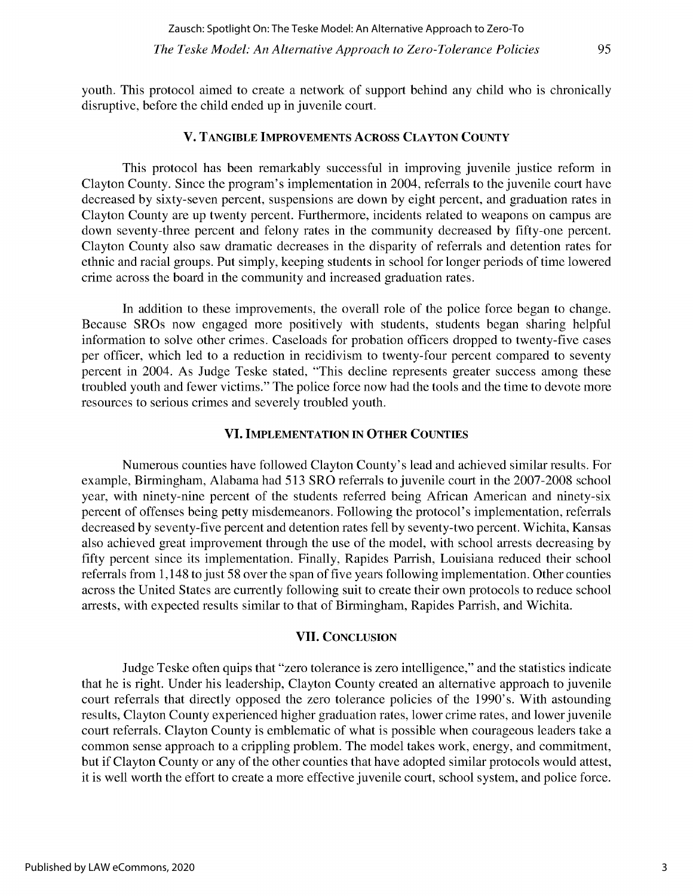youth. This protocol aimed to create a network of support behind any child who is chronically disruptive, before the child ended up in juvenile court.

## V. Tangible Improvements Across Clayton County

This protocol has been remarkably successful in improving juvenile justice reform in Clayton County. Since the program's implementation in 2004, referrals to the juvenile court have decreased by sixty-seven percent, suspensions are down by eight percent, and graduation rates in Clayton County are up twenty percent. Furthermore, incidents related to weapons on campus are down seventy-three percent and felony rates in the community decreased by fifty-one percent. Clayton County also saw dramatic decreases in the disparity of referrals and detention rates for ethnic and racial groups. Put simply, keeping students in school for longer periods of time lowered crime across the board in the community and increased graduation rates.

In addition to these improvements, the overall role of the police force began to change. Because SROs now engaged more positively with students, students began sharing helpful information to solve other crimes. Caseloads for probation officers dropped to twenty-five cases per officer, which led to a reduction in recidivism to twenty-four percent compared to seventy percent in 2004. As Judge Teske stated, "This decline represents greater success among these troubled youth and fewer victims." The police force now had the tools and the time to devote more resources to serious crimes and severely troubled youth.

## VI. Implementation in Other Counties

Numerous counties have followed Clayton County's lead and achieved similar results. For example, Birmingham, Alabama had 513 SRO referrals to juvenile court in the 2007-2008 school year, with ninety-nine percent of the students referred being African American and ninety-six percent of offenses being petty misdemeanors. Following the protocol's implementation, referrals decreased by seventy-five percent and detention rates fell by seventy-two percent. Wichita, Kansas also achieved great improvement through the use of the model, with school arrests decreasing by fifty percent since its implementation. Finally, Rapides Parrish, Louisiana reduced their school referrals from 1,148 to just 58 over the span of five years following implementation. Other counties across the United States are currently following suit to create their own protocols to reduce school arrests, with expected results similar to that of Birmingham, Rapides Parrish, and Wichita.

## VII. Conclusion

Judge Teske often quips that "zero tolerance is zero intelligence," and the statistics indicate that he is right. Under his leadership, Clayton County created an alternative approach to juvenile court referrals that directly opposed the zero tolerance policies of the 1990's. With astounding results, Clayton County experienced higher graduation rates, lower crime rates, and lower juvenile court referrals. Clayton County is emblematic of what is possible when courageous leaders take a common sense approach to a crippling problem. The model takes work, energy, and commitment, but if Clayton County or any of the other counties that have adopted similar protocols would attest, it is well worth the effort to create a more effective juvenile court, school system, and police force.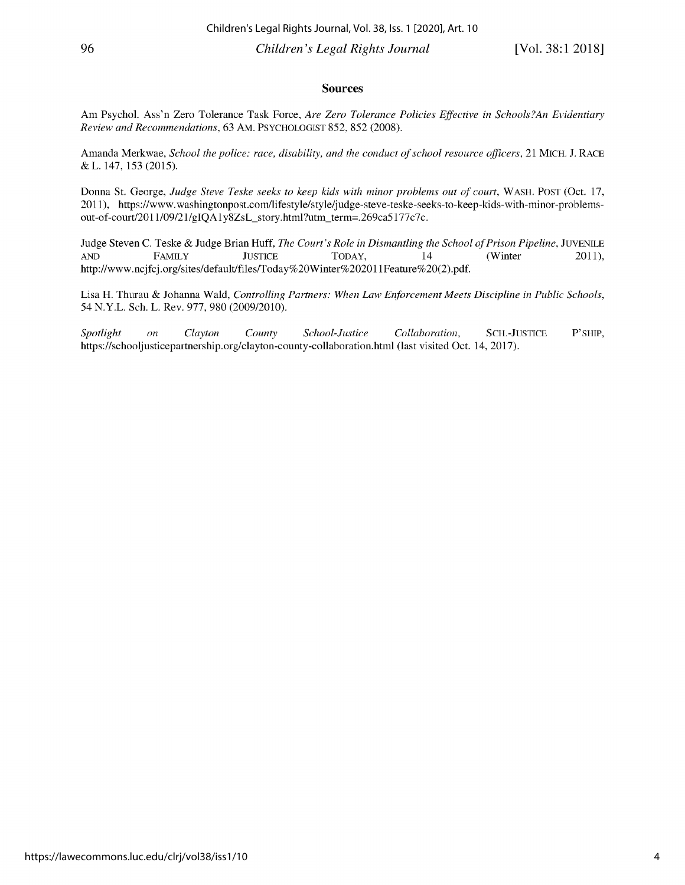## Sources

Am Psychol. Ass'n Zero Tolerance Task Force, *Are Zero Tolerance Policies Effective in Schools?An Evidentiary Review and Recommendations*, 63 AM. PSYCHOLOGIST 852, 852 (2008).

Amanda Merkwae, *School the police: race, disability, and the conduct of school resource officers*, 21 MICH. J. RACE & L. 147, 153 (2015).

Donna St. George, *Judge Steve Teske seeks to keep kids with minor problems out of court*, WASH. POST (Oct. 17, 2011), https://www.washingtonpost.com/lifestyle/style/judge-steve-teske-seeks-to-keep-kids-with-minor-problems-out-of-court/2011/09/21/gIQA1y8ZsL_story.html?utm_term=.269ca5177c7c.

Judge Steven C. Teske & Judge Brian Huff, *The Court's Role in Dismantling the School of Prison Pipeline*, JUVENILE AND FAMILY JUSTICE TODAY, 14 (Winter 2011), http://www.ncjfcj.org/sites/default/files/Today%20Winter%202011Feature%20(2).pdf.

Lisa H. Thurau & Johanna Wald, *Controlling Partners: When Law Enforcement Meets Discipline in Public Schools*, 54 N.Y.L. Sch. L. Rev. 977, 980 (2009/2010).

*Spotlight on Clayton County School-Justice Collaboration*, SCH.-JUSTICE P'SHIP, https://schooljusticepartnership.org/clayton-county-collaboration.html (last visited Oct. 14, 2017).